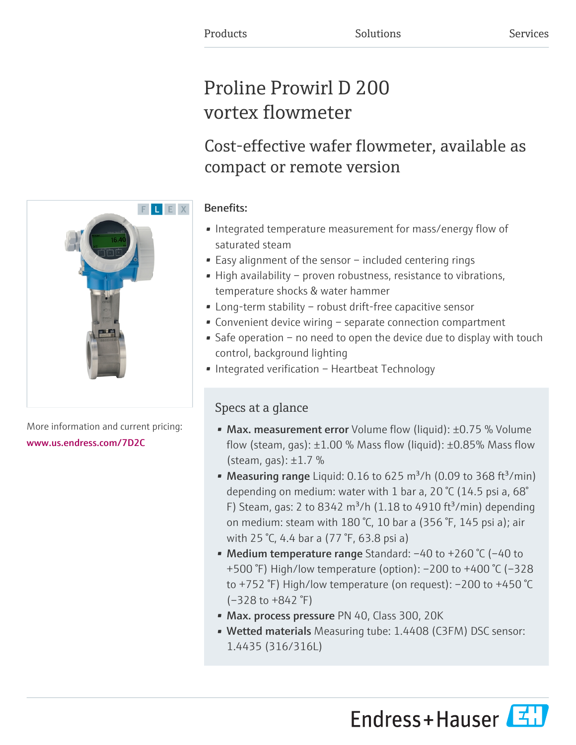Products Solutions Services

# Proline Prowirl D 200 vortex flowmeter

## Cost-effective wafer flowmeter, available as compact or remote version

More information and current pricing:
www.us.endress.com/7D2C

**Benefits:**

- Integrated temperature measurement for mass/energy flow of saturated steam
- Easy alignment of the sensor – included centering rings
- High availability – proven robustness, resistance to vibrations, temperature shocks & water hammer
- Long-term stability – robust drift-free capacitive sensor
- Convenient device wiring – separate connection compartment
- Safe operation – no need to open the device due to display with touch control, background lighting
- Integrated verification – Heartbeat Technology

### Specs at a glance

- **Max. measurement error** Volume flow (liquid): ±0.75 % Volume flow (steam, gas): ±1.00 % Mass flow (liquid): ±0.85% Mass flow (steam, gas): ±1.7 %
- **Measuring range** Liquid: 0.16 to 625 $m^3/h$ (0.09 to 368 $ft^3/min$) depending on medium: water with 1 bar a, 20 °C (14.5 psi a, 68° F) Steam, gas: 2 to 8342 $m^3/h$ (1.18 to 4910 $ft^3/min$) depending on medium: steam with 180 °C, 10 bar a (356 °F, 145 psi a); air with 25 °C, 4.4 bar a (77 °F, 63.8 psi a)
- **Medium temperature range** Standard: −40 to +260 °C (−40 to +500 °F) High/low temperature (option): −200 to +400 °C (−328 to +752 °F) High/low temperature (on request): −200 to +450 °C (−328 to +842 °F)
- **Max. process pressure** PN 40, Class 300, 20K
- **Wetted materials** Measuring tube: 1.4408 (C3FM) DSC sensor: 1.4435 (316/316L)

Endress+Hauser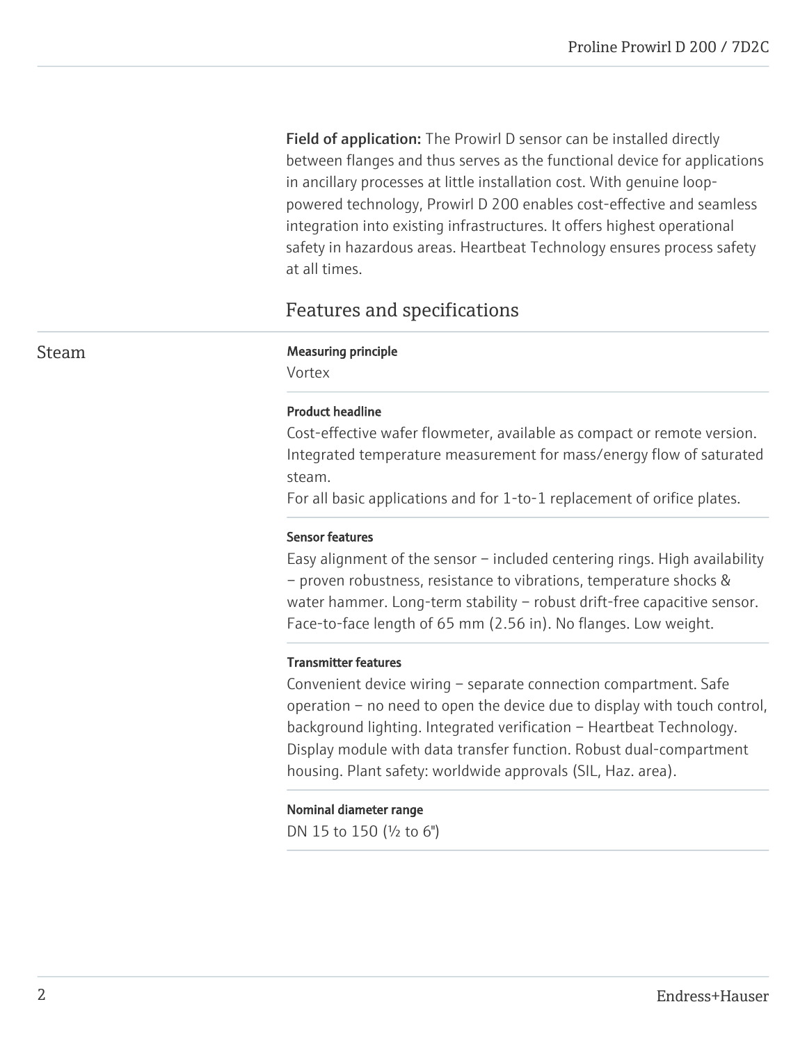**Field of application:** The Prowirl D sensor can be installed directly between flanges and thus serves as the functional device for applications in ancillary processes at little installation cost. With genuine loop-powered technology, Prowirl D 200 enables cost-effective and seamless integration into existing infrastructures. It offers highest operational safety in hazardous areas. Heartbeat Technology ensures process safety at all times.

## Features and specifications

### Steam

**Measuring principle**

Vortex

**Product headline**

Cost-effective wafer flowmeter, available as compact or remote version. Integrated temperature measurement for mass/energy flow of saturated steam.
For all basic applications and for 1-to-1 replacement of orifice plates.

**Sensor features**

Easy alignment of the sensor – included centering rings. High availability – proven robustness, resistance to vibrations, temperature shocks & water hammer. Long-term stability – robust drift-free capacitive sensor. Face-to-face length of 65 mm (2.56 in). No flanges. Low weight.

**Transmitter features**

Convenient device wiring – separate connection compartment. Safe operation – no need to open the device due to display with touch control, background lighting. Integrated verification – Heartbeat Technology. Display module with data transfer function. Robust dual-compartment housing. Plant safety: worldwide approvals (SIL, Haz. area).

**Nominal diameter range**

DN 15 to 150 (½ to 6")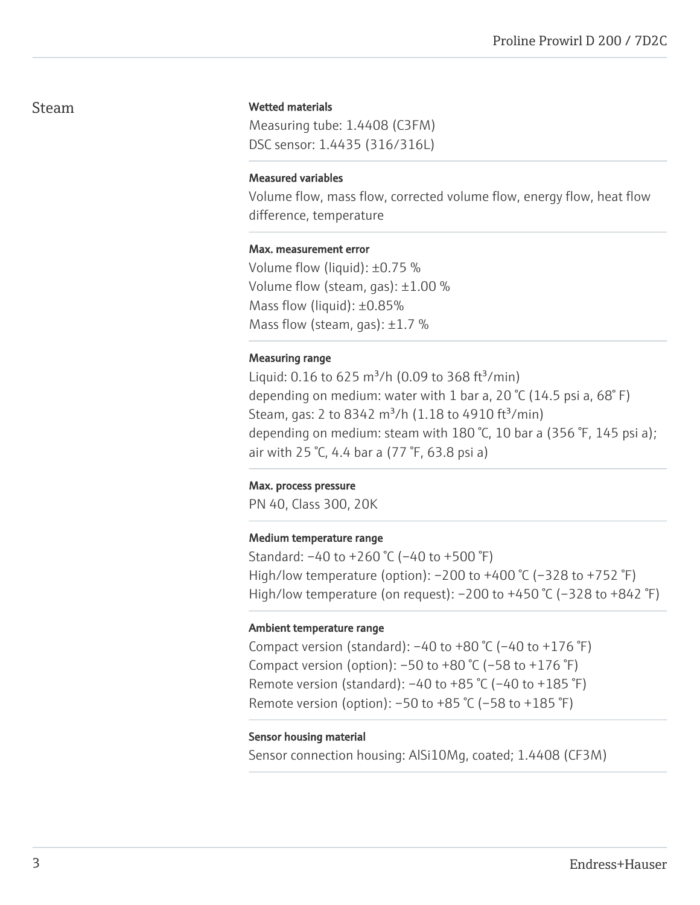## Steam

**Wetted materials**

Measuring tube: 1.4408 (C3FM)
DSC sensor: 1.4435 (316/316L)

**Measured variables**

Volume flow, mass flow, corrected volume flow, energy flow, heat flow difference, temperature

**Max. measurement error**

Volume flow (liquid): ±0.75 %
Volume flow (steam, gas): ±1.00 %
Mass flow (liquid): ±0.85%
Mass flow (steam, gas): ±1.7 %

**Measuring range**

Liquid: 0.16 to 625 m³/h (0.09 to 368 ft³/min)
depending on medium: water with 1 bar a, 20 °C (14.5 psi a, 68° F)
Steam, gas: 2 to 8342 m³/h (1.18 to 4910 ft³/min)
depending on medium: steam with 180 °C, 10 bar a (356 °F, 145 psi a); air with 25 °C, 4.4 bar a (77 °F, 63.8 psi a)

**Max. process pressure**

PN 40, Class 300, 20K

**Medium temperature range**

Standard: –40 to +260 °C (–40 to +500 °F)
High/low temperature (option): –200 to +400 °C (–328 to +752 °F)
High/low temperature (on request): –200 to +450 °C (–328 to +842 °F)

**Ambient temperature range**

Compact version (standard): –40 to +80 °C (–40 to +176 °F)
Compact version (option): –50 to +80 °C (–58 to +176 °F)
Remote version (standard): –40 to +85 °C (–40 to +185 °F)
Remote version (option): –50 to +85 °C (–58 to +185 °F)

**Sensor housing material**

Sensor connection housing: AlSi10Mg, coated; 1.4408 (CF3M)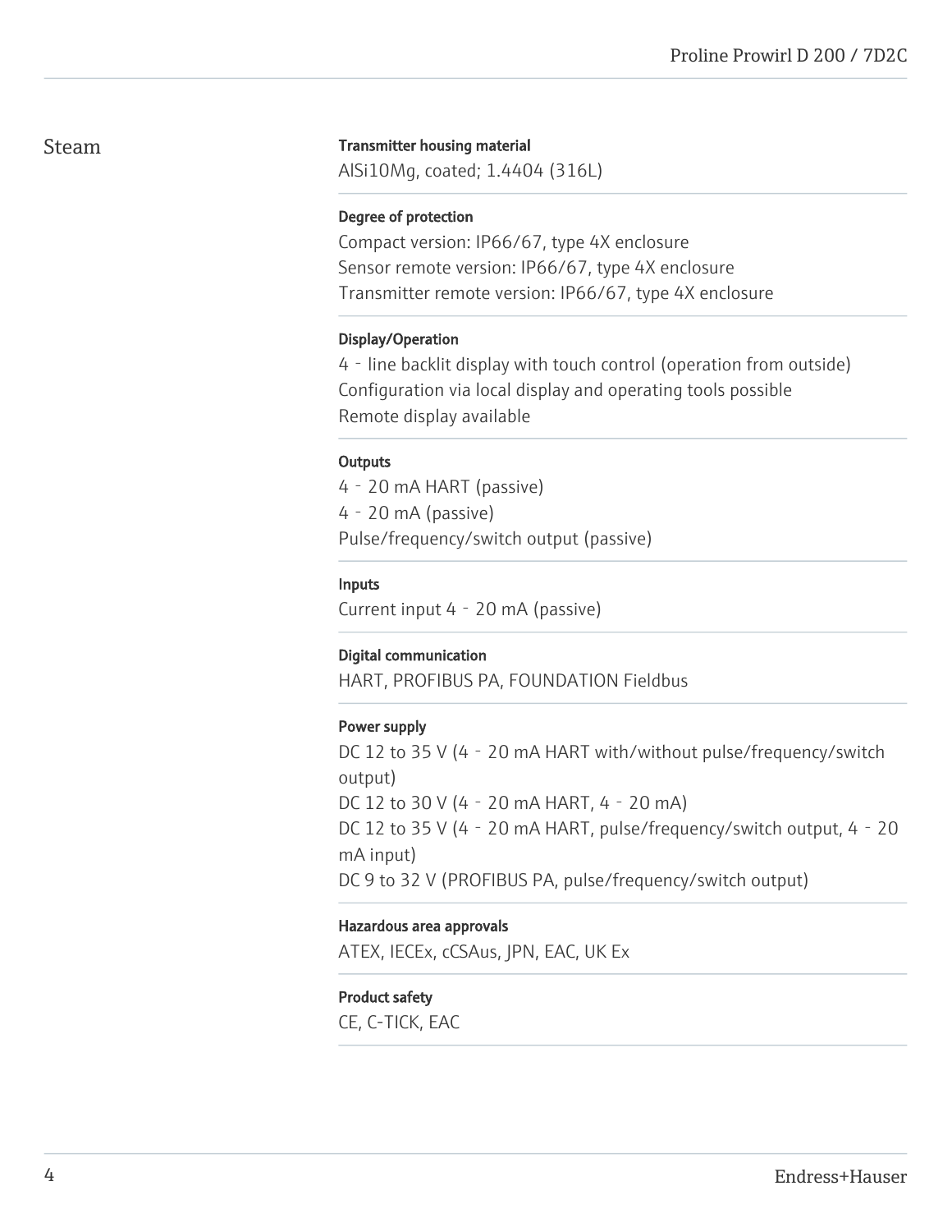## Steam

**Transmitter housing material**

AlSi10Mg, coated; 1.4404 (316L)

**Degree of protection**

Compact version: IP66/67, type 4X enclosure
Sensor remote version: IP66/67, type 4X enclosure
Transmitter remote version: IP66/67, type 4X enclosure

**Display/Operation**

4 - line backlit display with touch control (operation from outside)
Configuration via local display and operating tools possible
Remote display available

**Outputs**

4 - 20 mA HART (passive)
4 - 20 mA (passive)
Pulse/frequency/switch output (passive)

**Inputs**

Current input 4 - 20 mA (passive)

**Digital communication**

HART, PROFIBUS PA, FOUNDATION Fieldbus

**Power supply**

DC 12 to 35 V (4 - 20 mA HART with/without pulse/frequency/switch output)
DC 12 to 30 V (4 - 20 mA HART, 4 - 20 mA)
DC 12 to 35 V (4 - 20 mA HART, pulse/frequency/switch output, 4 - 20 mA input)
DC 9 to 32 V (PROFIBUS PA, pulse/frequency/switch output)

**Hazardous area approvals**

ATEX, IECEx, cCSAus, JPN, EAC, UK Ex

**Product safety**

CE, C-TICK, EAC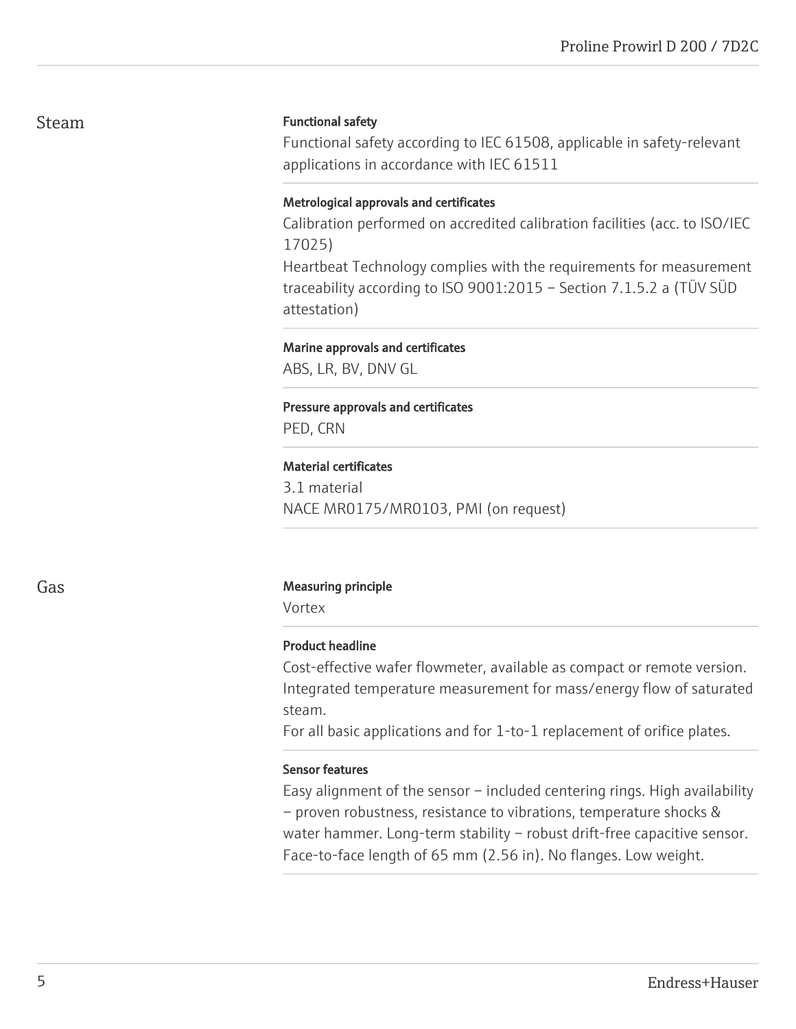## Steam

#### Functional safety

Functional safety according to IEC 61508, applicable in safety-relevant applications in accordance with IEC 61511

#### Metrological approvals and certificates

Calibration performed on accredited calibration facilities (acc. to ISO/IEC 17025)
Heartbeat Technology complies with the requirements for measurement traceability according to ISO 9001:2015 – Section 7.1.5.2 a (TÜV SÜD attestation)

#### Marine approvals and certificates

ABS, LR, BV, DNV GL

#### Pressure approvals and certificates

PED, CRN

#### Material certificates

3.1 material
NACE MR0175/MR0103, PMI (on request)

## Gas

#### Measuring principle

Vortex

#### Product headline

Cost-effective wafer flowmeter, available as compact or remote version. Integrated temperature measurement for mass/energy flow of saturated steam.
For all basic applications and for 1-to-1 replacement of orifice plates.

#### Sensor features

Easy alignment of the sensor – included centering rings. High availability – proven robustness, resistance to vibrations, temperature shocks & water hammer. Long-term stability – robust drift-free capacitive sensor. Face-to-face length of 65 mm (2.56 in). No flanges. Low weight.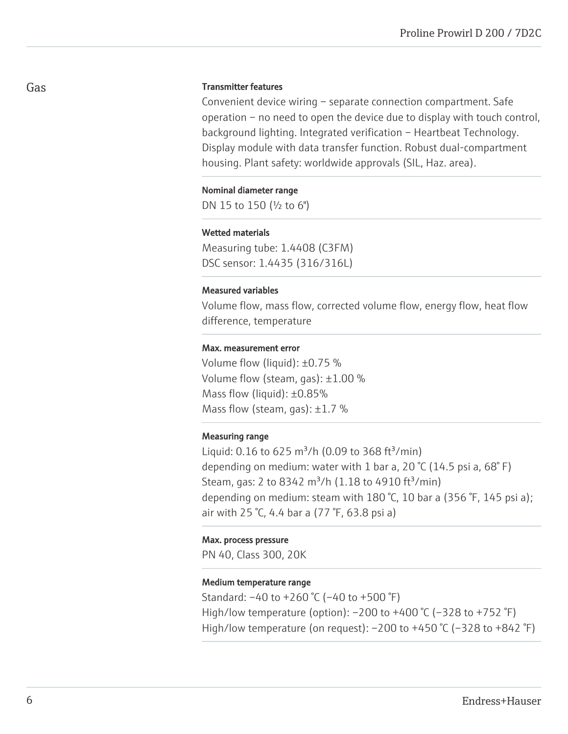## Gas

**Transmitter features**

Convenient device wiring – separate connection compartment. Safe operation – no need to open the device due to display with touch control, background lighting. Integrated verification – Heartbeat Technology. Display module with data transfer function. Robust dual-compartment housing. Plant safety: worldwide approvals (SIL, Haz. area).

**Nominal diameter range**

DN 15 to 150 (½ to 6")

**Wetted materials**

Measuring tube: 1.4408 (C3FM)
DSC sensor: 1.4435 (316/316L)

**Measured variables**

Volume flow, mass flow, corrected volume flow, energy flow, heat flow difference, temperature

**Max. measurement error**

Volume flow (liquid): ±0.75 %
Volume flow (steam, gas): ±1.00 %
Mass flow (liquid): ±0.85%
Mass flow (steam, gas): ±1.7 %

**Measuring range**

Liquid: 0.16 to 625 $m^3$/h (0.09 to 368 $ft^3$/min)
depending on medium: water with 1 bar a, 20 °C (14.5 psi a, 68° F)
Steam, gas: 2 to 8342 $m^3$/h (1.18 to 4910 $ft^3$/min)
depending on medium: steam with 180 °C, 10 bar a (356 °F, 145 psi a); air with 25 °C, 4.4 bar a (77 °F, 63.8 psi a)

**Max. process pressure**

PN 40, Class 300, 20K

**Medium temperature range**

Standard: –40 to +260 °C (–40 to +500 °F)
High/low temperature (option): –200 to +400 °C (–328 to +752 °F)
High/low temperature (on request): –200 to +450 °C (–328 to +842 °F)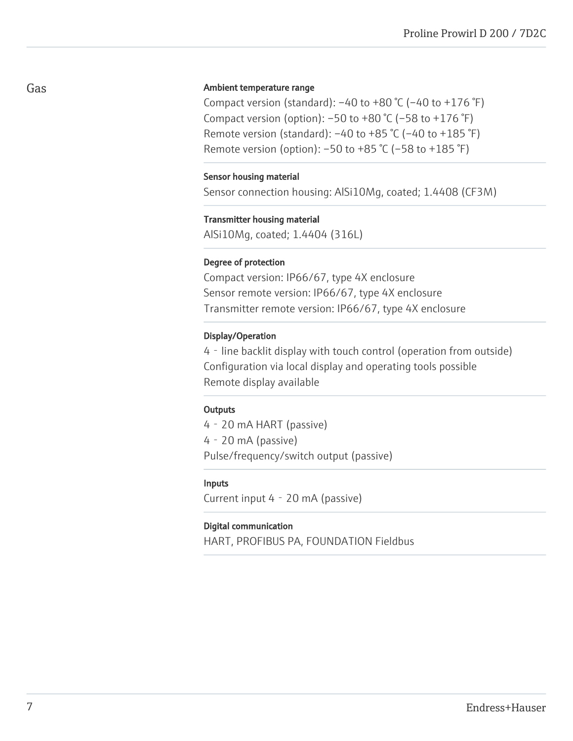## Gas

#### Ambient temperature range

Compact version (standard): −40 to +80 °C (−40 to +176 °F)
Compact version (option): −50 to +80 °C (−58 to +176 °F)
Remote version (standard): −40 to +85 °C (−40 to +185 °F)
Remote version (option): −50 to +85 °C (−58 to +185 °F)

#### Sensor housing material

Sensor connection housing: AlSi10Mg, coated; 1.4408 (CF3M)

#### Transmitter housing material

AlSi10Mg, coated; 1.4404 (316L)

#### Degree of protection

Compact version: IP66/67, type 4X enclosure
Sensor remote version: IP66/67, type 4X enclosure
Transmitter remote version: IP66/67, type 4X enclosure

#### Display/Operation

4 - line backlit display with touch control (operation from outside)
Configuration via local display and operating tools possible
Remote display available

#### Outputs

4 - 20 mA HART (passive)
4 - 20 mA (passive)
Pulse/frequency/switch output (passive)

#### Inputs

Current input 4 - 20 mA (passive)

#### Digital communication

HART, PROFIBUS PA, FOUNDATION Fieldbus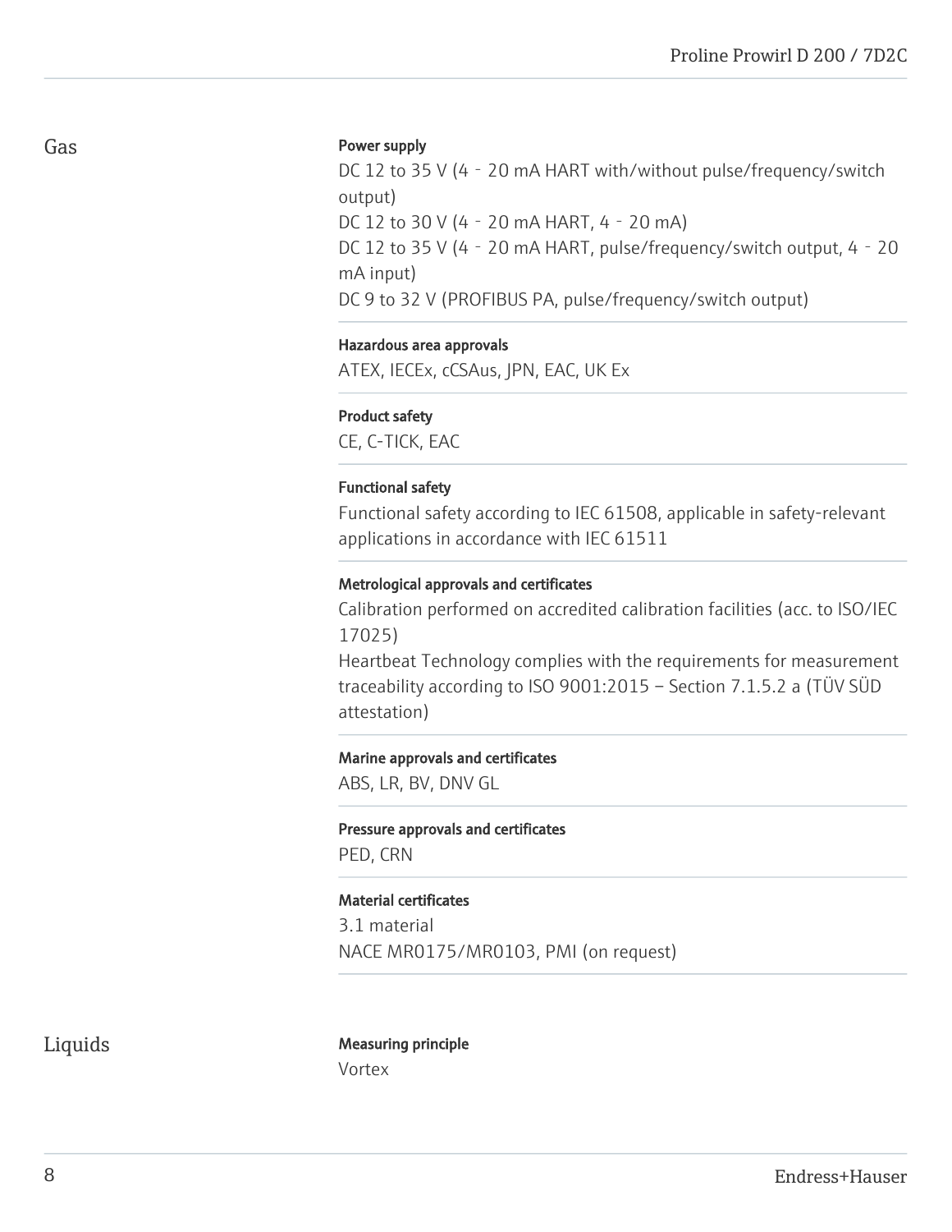## Gas

**Power supply**

DC 12 to 35 V (4 ‐ 20 mA HART with/without pulse/frequency/switch output)
DC 12 to 30 V (4 ‐ 20 mA HART, 4 ‐ 20 mA)
DC 12 to 35 V (4 ‐ 20 mA HART, pulse/frequency/switch output, 4 ‐ 20 mA input)
DC 9 to 32 V (PROFIBUS PA, pulse/frequency/switch output)

**Hazardous area approvals**

ATEX, IECEx, cCSAus, JPN, EAC, UK Ex

**Product safety**

CE, C-TICK, EAC

**Functional safety**

Functional safety according to IEC 61508, applicable in safety-relevant applications in accordance with IEC 61511

**Metrological approvals and certificates**

Calibration performed on accredited calibration facilities (acc. to ISO/IEC 17025)
Heartbeat Technology complies with the requirements for measurement traceability according to ISO 9001:2015 – Section 7.1.5.2 a (TÜV SÜD attestation)

**Marine approvals and certificates**

ABS, LR, BV, DNV GL

**Pressure approvals and certificates**

PED, CRN

**Material certificates**

3.1 material
NACE MR0175/MR0103, PMI (on request)

## Liquids

**Measuring principle**

Vortex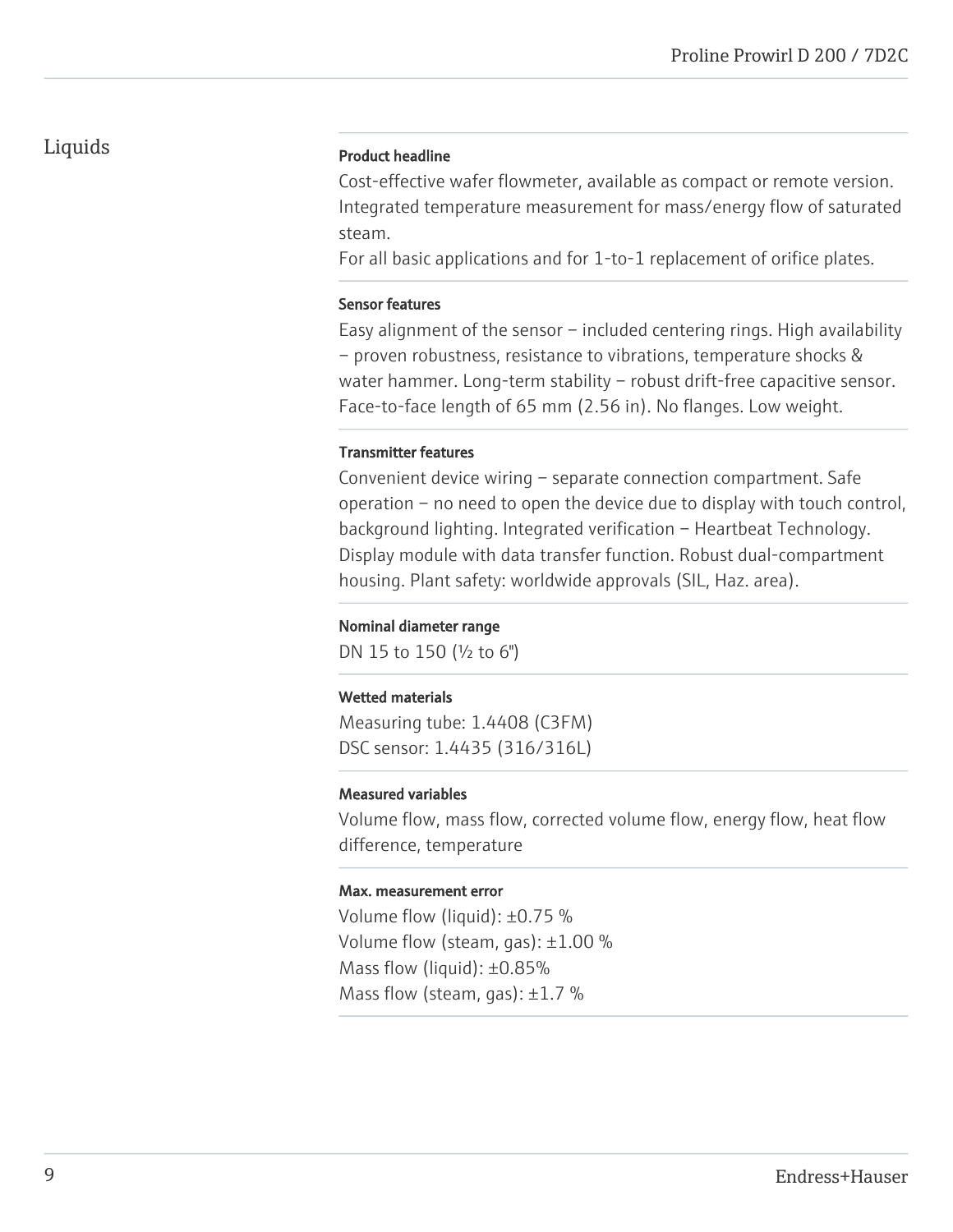## Liquids

**Product headline**

Cost-effective wafer flowmeter, available as compact or remote version. Integrated temperature measurement for mass/energy flow of saturated steam.
For all basic applications and for 1-to-1 replacement of orifice plates.

**Sensor features**

Easy alignment of the sensor – included centering rings. High availability – proven robustness, resistance to vibrations, temperature shocks & water hammer. Long-term stability – robust drift-free capacitive sensor. Face-to-face length of 65 mm (2.56 in). No flanges. Low weight.

**Transmitter features**

Convenient device wiring – separate connection compartment. Safe operation – no need to open the device due to display with touch control, background lighting. Integrated verification – Heartbeat Technology. Display module with data transfer function. Robust dual-compartment housing. Plant safety: worldwide approvals (SIL, Haz. area).

**Nominal diameter range**

DN 15 to 150 (½ to 6")

**Wetted materials**

Measuring tube: 1.4408 (C3FM)
DSC sensor: 1.4435 (316/316L)

**Measured variables**

Volume flow, mass flow, corrected volume flow, energy flow, heat flow difference, temperature

**Max. measurement error**

Volume flow (liquid): ±0.75 %
Volume flow (steam, gas): ±1.00 %
Mass flow (liquid): ±0.85%
Mass flow (steam, gas): ±1.7 %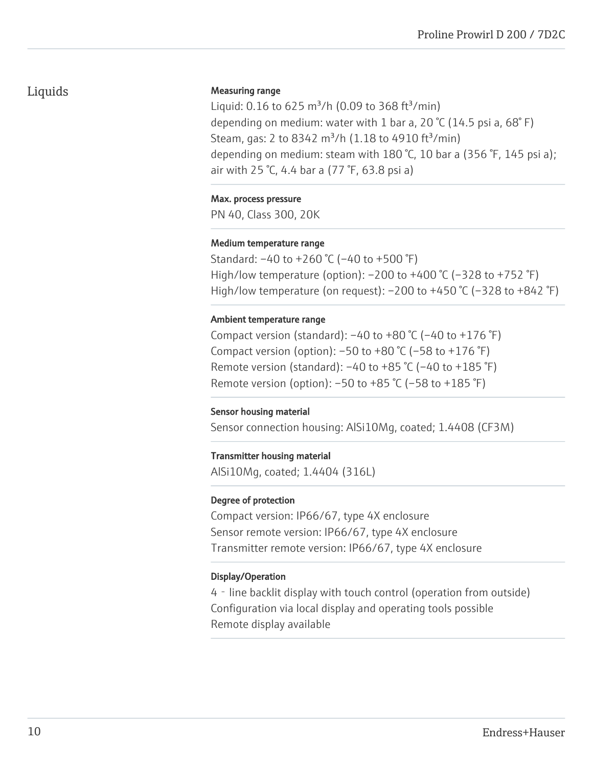## Liquids

**Measuring range**

Liquid: 0.16 to 625 m³/h (0.09 to 368 ft³/min)
depending on medium: water with 1 bar a, 20 °C (14.5 psi a, 68° F)
Steam, gas: 2 to 8342 m³/h (1.18 to 4910 ft³/min)
depending on medium: steam with 180 °C, 10 bar a (356 °F, 145 psi a);
air with 25 °C, 4.4 bar a (77 °F, 63.8 psi a)

**Max. process pressure**

PN 40, Class 300, 20K

**Medium temperature range**

Standard: −40 to +260 °C (−40 to +500 °F)
High/low temperature (option): −200 to +400 °C (−328 to +752 °F)
High/low temperature (on request): −200 to +450 °C (−328 to +842 °F)

**Ambient temperature range**

Compact version (standard): −40 to +80 °C (−40 to +176 °F)
Compact version (option): −50 to +80 °C (−58 to +176 °F)
Remote version (standard): −40 to +85 °C (−40 to +185 °F)
Remote version (option): −50 to +85 °C (−58 to +185 °F)

**Sensor housing material**

Sensor connection housing: AlSi10Mg, coated; 1.4408 (CF3M)

**Transmitter housing material**

AlSi10Mg, coated; 1.4404 (316L)

**Degree of protection**

Compact version: IP66/67, type 4X enclosure
Sensor remote version: IP66/67, type 4X enclosure
Transmitter remote version: IP66/67, type 4X enclosure

**Display/Operation**

4 - line backlit display with touch control (operation from outside)
Configuration via local display and operating tools possible
Remote display available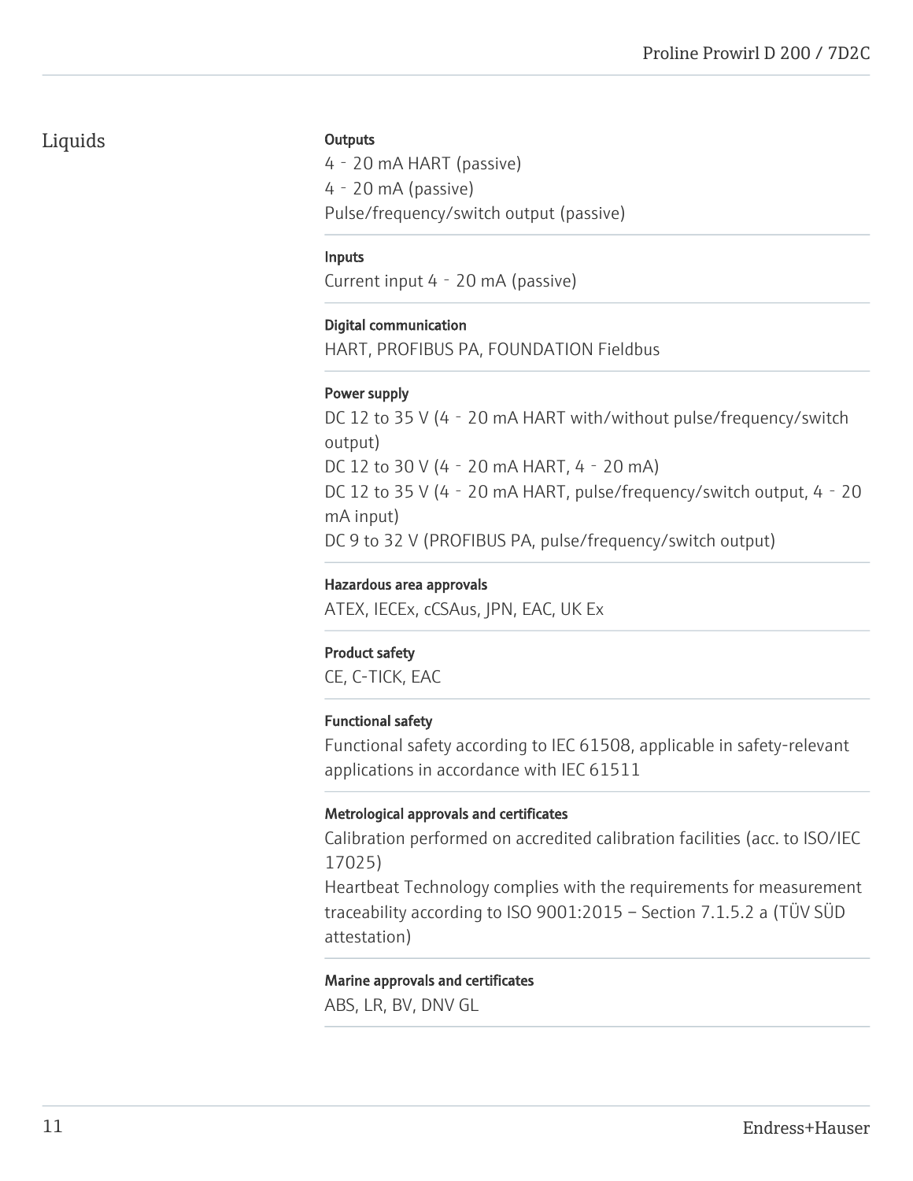## Liquids

**Outputs**

4 - 20 mA HART (passive)
4 - 20 mA (passive)
Pulse/frequency/switch output (passive)

**Inputs**

Current input 4 - 20 mA (passive)

**Digital communication**

HART, PROFIBUS PA, FOUNDATION Fieldbus

**Power supply**

DC 12 to 35 V (4 - 20 mA HART with/without pulse/frequency/switch output)
DC 12 to 30 V (4 - 20 mA HART, 4 - 20 mA)
DC 12 to 35 V (4 - 20 mA HART, pulse/frequency/switch output, 4 - 20 mA input)
DC 9 to 32 V (PROFIBUS PA, pulse/frequency/switch output)

**Hazardous area approvals**

ATEX, IECEx, cCSAus, JPN, EAC, UK Ex

**Product safety**

CE, C-TICK, EAC

**Functional safety**

Functional safety according to IEC 61508, applicable in safety-relevant applications in accordance with IEC 61511

**Metrological approvals and certificates**

Calibration performed on accredited calibration facilities (acc. to ISO/IEC 17025)
Heartbeat Technology complies with the requirements for measurement traceability according to ISO 9001:2015 – Section 7.1.5.2 a (TÜV SÜD attestation)

**Marine approvals and certificates**

ABS, LR, BV, DNV GL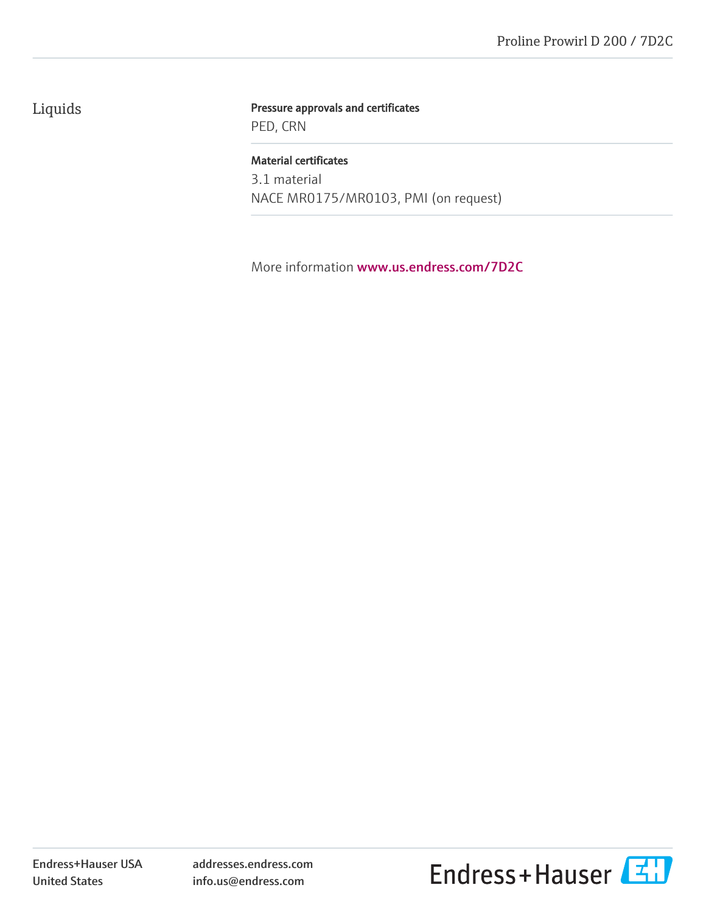## Liquids

**Pressure approvals and certificates**

PED, CRN

**Material certificates**

3.1 material

NACE MR0175/MR0103, PMI (on request)

More information **www.us.endress.com/7D2C**

Endress+Hauser USA
United States

addresses.endress.com
info.us@endress.com